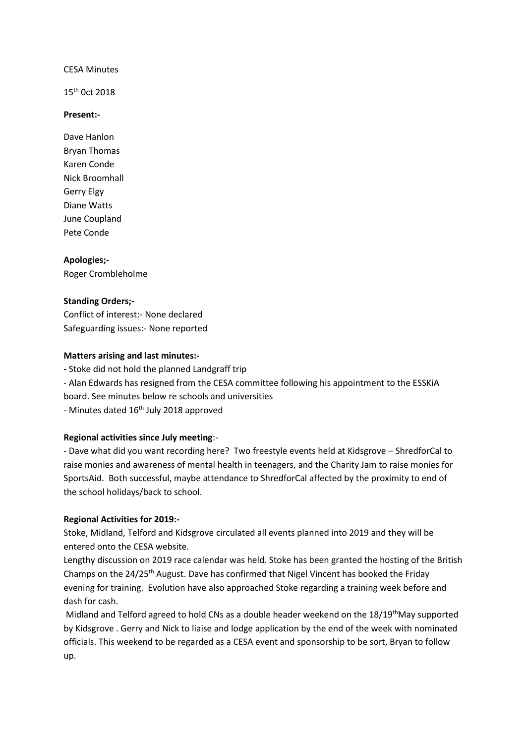CESA Minutes

15th 0ct 2018

**Present:-**

Dave Hanlon
Bryan Thomas
Karen Conde
Nick Broomhall
Gerry Elgy
Diane Watts
June Coupland
Pete Conde

**Apologies;-**
Roger Crombleholme

**Standing Orders;-**
Conflict of interest:- None declared
Safeguarding issues:- None reported

**Matters arising and last minutes:-**

- Stoke did not hold the planned Landgraff trip
- Alan Edwards has resigned from the CESA committee following his appointment to the ESSKiA board. See minutes below re schools and universities
- Minutes dated 16th July 2018 approved

**Regional activities since July meeting**:-

- Dave what did you want recording here? Two freestyle events held at Kidsgrove – ShredforCal to raise monies and awareness of mental health in teenagers, and the Charity Jam to raise monies for SportsAid. Both successful, maybe attendance to ShredforCal affected by the proximity to end of the school holidays/back to school.

**Regional Activities for 2019:-**

Stoke, Midland, Telford and Kidsgrove circulated all events planned into 2019 and they will be entered onto the CESA website.

Lengthy discussion on 2019 race calendar was held. Stoke has been granted the hosting of the British Champs on the 24/25th August. Dave has confirmed that Nigel Vincent has booked the Friday evening for training. Evolution have also approached Stoke regarding a training week before and dash for cash.

Midland and Telford agreed to hold CNs as a double header weekend on the 18/19th May supported by Kidsgrove . Gerry and Nick to liaise and lodge application by the end of the week with nominated officials. This weekend to be regarded as a CESA event and sponsorship to be sort, Bryan to follow up.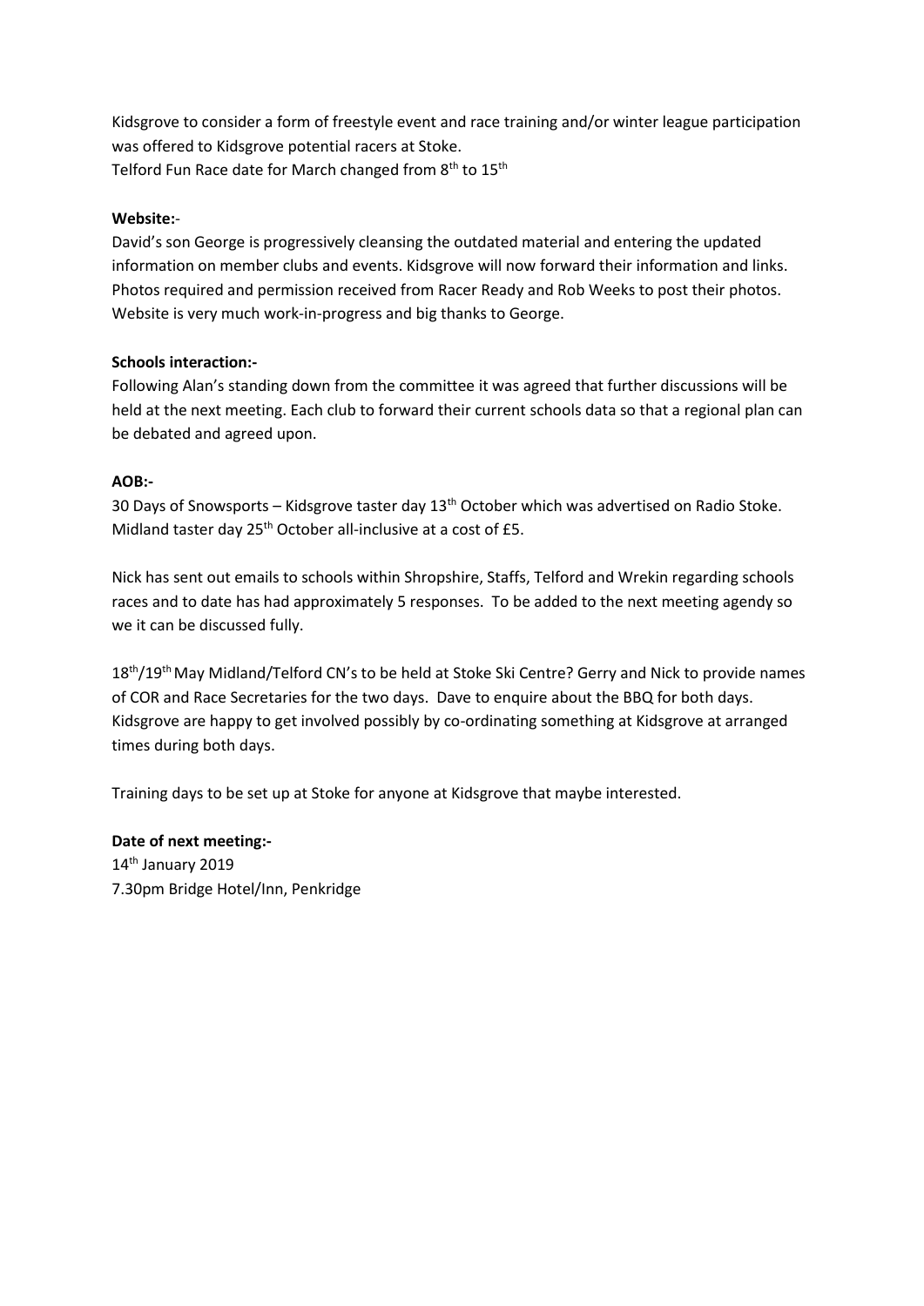Kidsgrove to consider a form of freestyle event and race training and/or winter league participation was offered to Kidsgrove potential racers at Stoke.
Telford Fun Race date for March changed from 8th to 15th

**Website:**-
David's son George is progressively cleansing the outdated material and entering the updated information on member clubs and events. Kidsgrove will now forward their information and links. Photos required and permission received from Racer Ready and Rob Weeks to post their photos. Website is very much work-in-progress and big thanks to George.

**Schools interaction:-**
Following Alan's standing down from the committee it was agreed that further discussions will be held at the next meeting. Each club to forward their current schools data so that a regional plan can be debated and agreed upon.

**AOB:-**
30 Days of Snowsports – Kidsgrove taster day 13th October which was advertised on Radio Stoke. Midland taster day 25th October all-inclusive at a cost of £5.

Nick has sent out emails to schools within Shropshire, Staffs, Telford and Wrekin regarding schools races and to date has had approximately 5 responses. To be added to the next meeting agendy so we it can be discussed fully.

18th/19th May Midland/Telford CN's to be held at Stoke Ski Centre? Gerry and Nick to provide names of COR and Race Secretaries for the two days. Dave to enquire about the BBQ for both days. Kidsgrove are happy to get involved possibly by co-ordinating something at Kidsgrove at arranged times during both days.

Training days to be set up at Stoke for anyone at Kidsgrove that maybe interested.

**Date of next meeting:-**
14th January 2019
7.30pm Bridge Hotel/Inn, Penkridge